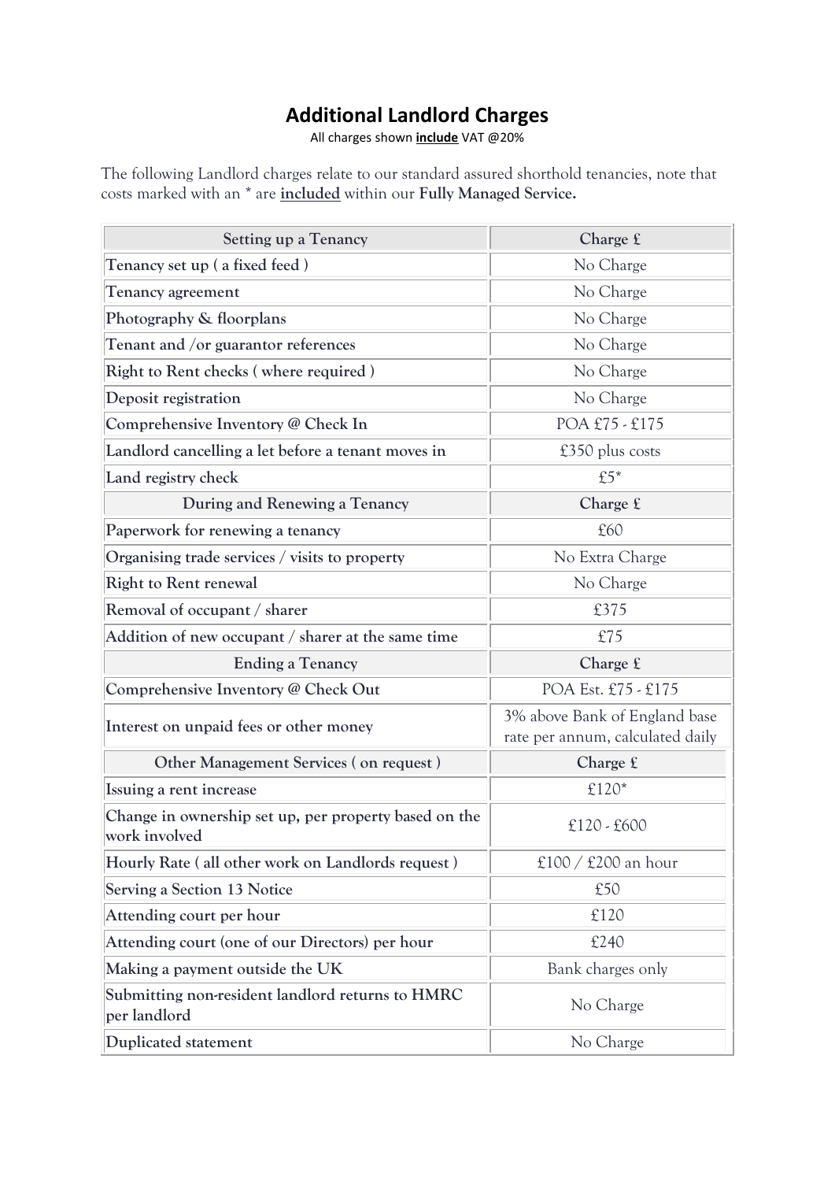# Additional Landlord Charges

All charges shown **include** VAT @20%

The following Landlord charges relate to our standard assured shorthold tenancies, note that costs marked with an * are **included** within our **Fully Managed Service.**

| Setting up a Tenancy | Charge £ |
|---|---|
| Tenancy set up ( a fixed feed ) | No Charge |
| Tenancy agreement | No Charge |
| Photography & floorplans | No Charge |
| Tenant and /or guarantor references | No Charge |
| Right to Rent checks ( where required ) | No Charge |
| Deposit registration | No Charge |
| Comprehensive Inventory @ Check In | POA £75 - £175 |
| Landlord cancelling a let before a tenant moves in | £350 plus costs |
| Land registry check | £5* |
| **During and Renewing a Tenancy** | **Charge £** |
| Paperwork for renewing a tenancy | £60 |
| Organising trade services / visits to property | No Extra Charge |
| Right to Rent renewal | No Charge |
| Removal of occupant / sharer | £375 |
| Addition of new occupant / sharer at the same time | £75 |
| **Ending a Tenancy** | **Charge £** |
| Comprehensive Inventory @ Check Out | POA Est. £75 - £175 |
| Interest on unpaid fees or other money | 3% above Bank of England base rate per annum, calculated daily |
| **Other Management Services ( on request )** | **Charge £** |
| Issuing a rent increase | £120* |
| Change in ownership set up, per property based on the work involved | £120 - £600 |
| Hourly Rate ( all other work on Landlords request ) | £100 / £200 an hour |
| Serving a Section 13 Notice | £50 |
| Attending court per hour | £120 |
| Attending court (one of our Directors) per hour | £240 |
| Making a payment outside the UK | Bank charges only |
| Submitting non-resident landlord returns to HMRC per landlord | No Charge |
| Duplicated statement | No Charge |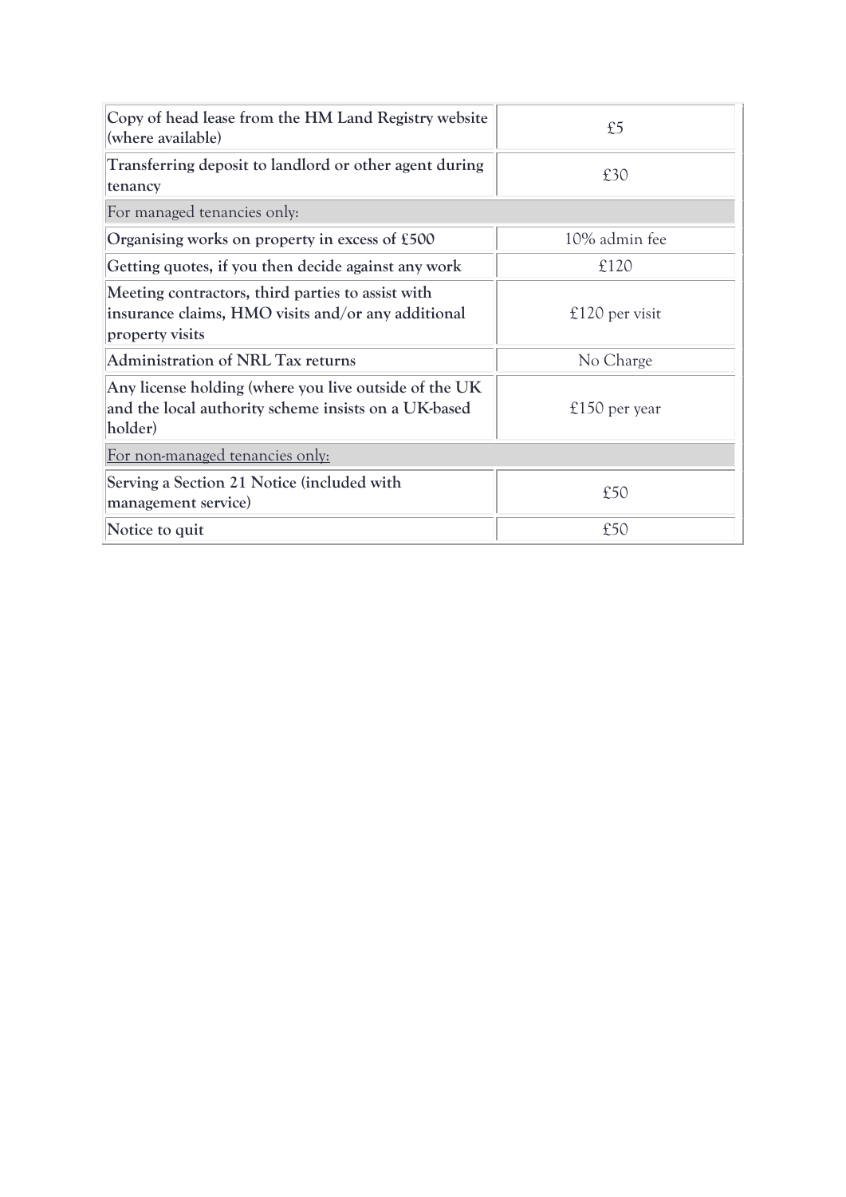| | |
|---|---|
| **Copy of head lease from the HM Land Registry website (where available)** | £5 |
| **Transferring deposit to landlord or other agent during tenancy** | £30 |
| For managed tenancies only: | |
| **Organising works on property in excess of £500** | 10% admin fee |
| **Getting quotes, if you then decide against any work** | £120 |
| **Meeting contractors, third parties to assist with insurance claims, HMO visits and/or any additional property visits** | £120 per visit |
| **Administration of NRL Tax returns** | No Charge |
| **Any license holding (where you live outside of the UK and the local authority scheme insists on a UK-based holder)** | £150 per year |
| For non-managed tenancies only: | |
| **Serving a Section 21 Notice (included with management service)** | £50 |
| **Notice to quit** | £50 |